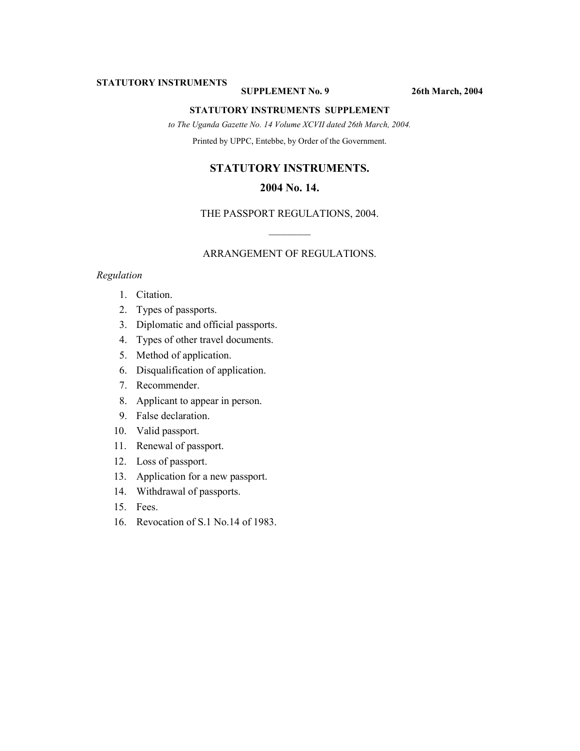**STATUTORY INSTRUMENTS SUPPLEMENT No. 9** **26th March, 2004**

**STATUTORY INSTRUMENTS SUPPLEMENT**

*to The Uganda Gazette No. 14 Volume XCVII dated 26th March, 2004.*

Printed by UPPC, Entebbe, by Order of the Government.

# STATUTORY INSTRUMENTS.

## 2004 No. 14.

THE PASSPORT REGULATIONS, 2004.

---

ARRANGEMENT OF REGULATIONS.

*Regulation*

1. Citation.
2. Types of passports.
3. Diplomatic and official passports.
4. Types of other travel documents.
5. Method of application.
6. Disqualification of application.
7. Recommender.
8. Applicant to appear in person.
9. False declaration.
10. Valid passport.
11. Renewal of passport.
12. Loss of passport.
13. Application for a new passport.
14. Withdrawal of passports.
15. Fees.
16. Revocation of S.1 No.14 of 1983.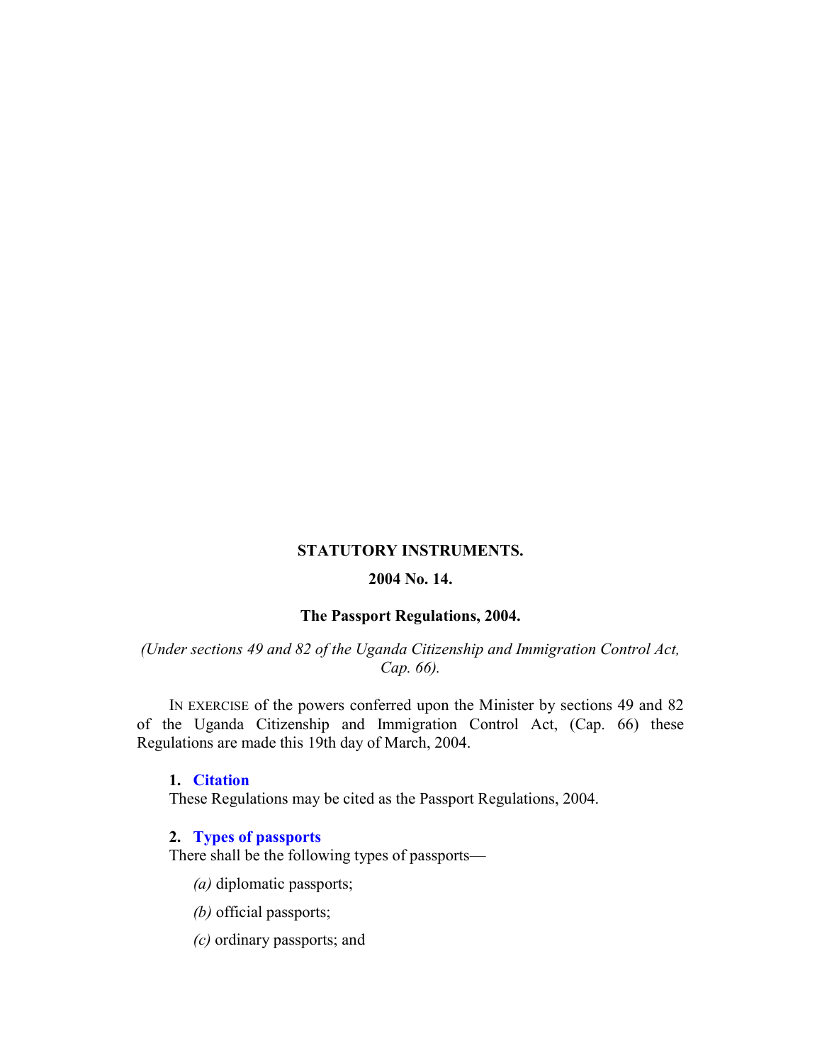**STATUTORY INSTRUMENTS.**

**2004 No. 14.**

**The Passport Regulations, 2004.**

*(Under sections 49 and 82 of the Uganda Citizenship and Immigration Control Act, Cap. 66).*

IN EXERCISE of the powers conferred upon the Minister by sections 49 and 82 of the Uganda Citizenship and Immigration Control Act, (Cap. 66) these Regulations are made this 19th day of March, 2004.

**1. Citation**

These Regulations may be cited as the Passport Regulations, 2004.

**2. Types of passports**

There shall be the following types of passports—

*(a)* diplomatic passports;

*(b)* official passports;

*(c)* ordinary passports; and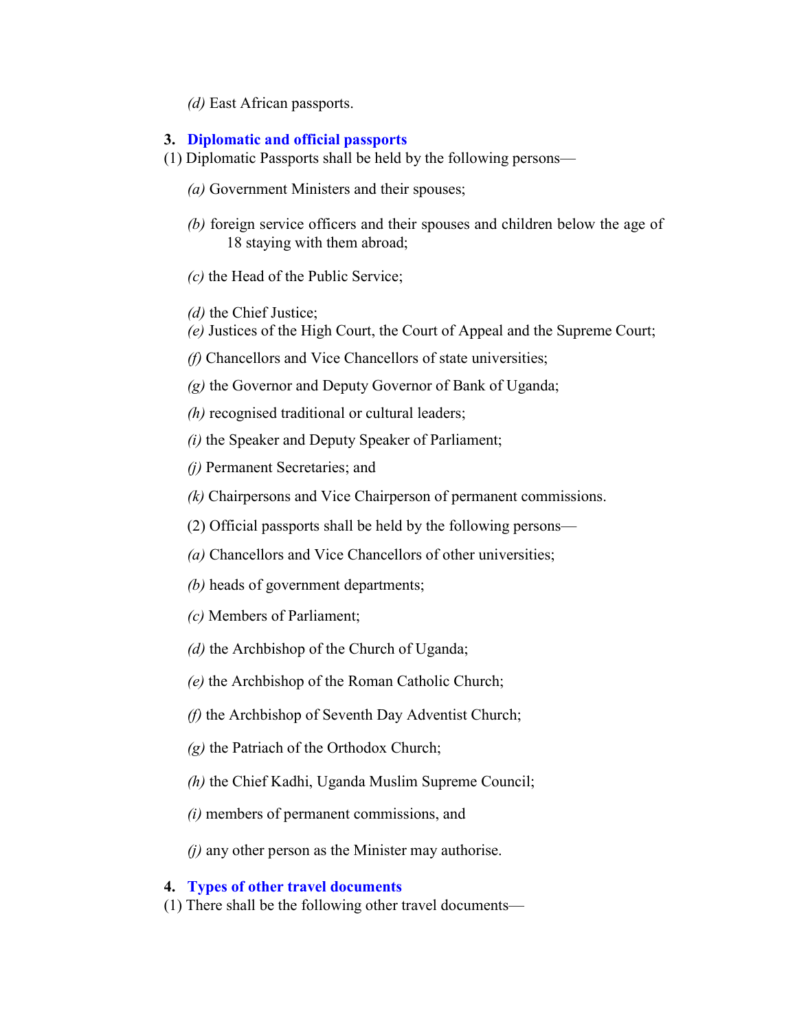*(d)* East African passports.

## 3. Diplomatic and official passports

(1) Diplomatic Passports shall be held by the following persons—

*(a)* Government Ministers and their spouses;

*(b)* foreign service officers and their spouses and children below the age of 18 staying with them abroad;

*(c)* the Head of the Public Service;

*(d)* the Chief Justice;

*(e)* Justices of the High Court, the Court of Appeal and the Supreme Court;

*(f)* Chancellors and Vice Chancellors of state universities;

*(g)* the Governor and Deputy Governor of Bank of Uganda;

*(h)* recognised traditional or cultural leaders;

*(i)* the Speaker and Deputy Speaker of Parliament;

*(j)* Permanent Secretaries; and

*(k)* Chairpersons and Vice Chairperson of permanent commissions.

(2) Official passports shall be held by the following persons—

*(a)* Chancellors and Vice Chancellors of other universities;

*(b)* heads of government departments;

*(c)* Members of Parliament;

*(d)* the Archbishop of the Church of Uganda;

*(e)* the Archbishop of the Roman Catholic Church;

*(f)* the Archbishop of Seventh Day Adventist Church;

*(g)* the Patriach of the Orthodox Church;

*(h)* the Chief Kadhi, Uganda Muslim Supreme Council;

*(i)* members of permanent commissions, and

*(j)* any other person as the Minister may authorise.

## 4. Types of other travel documents

(1) There shall be the following other travel documents—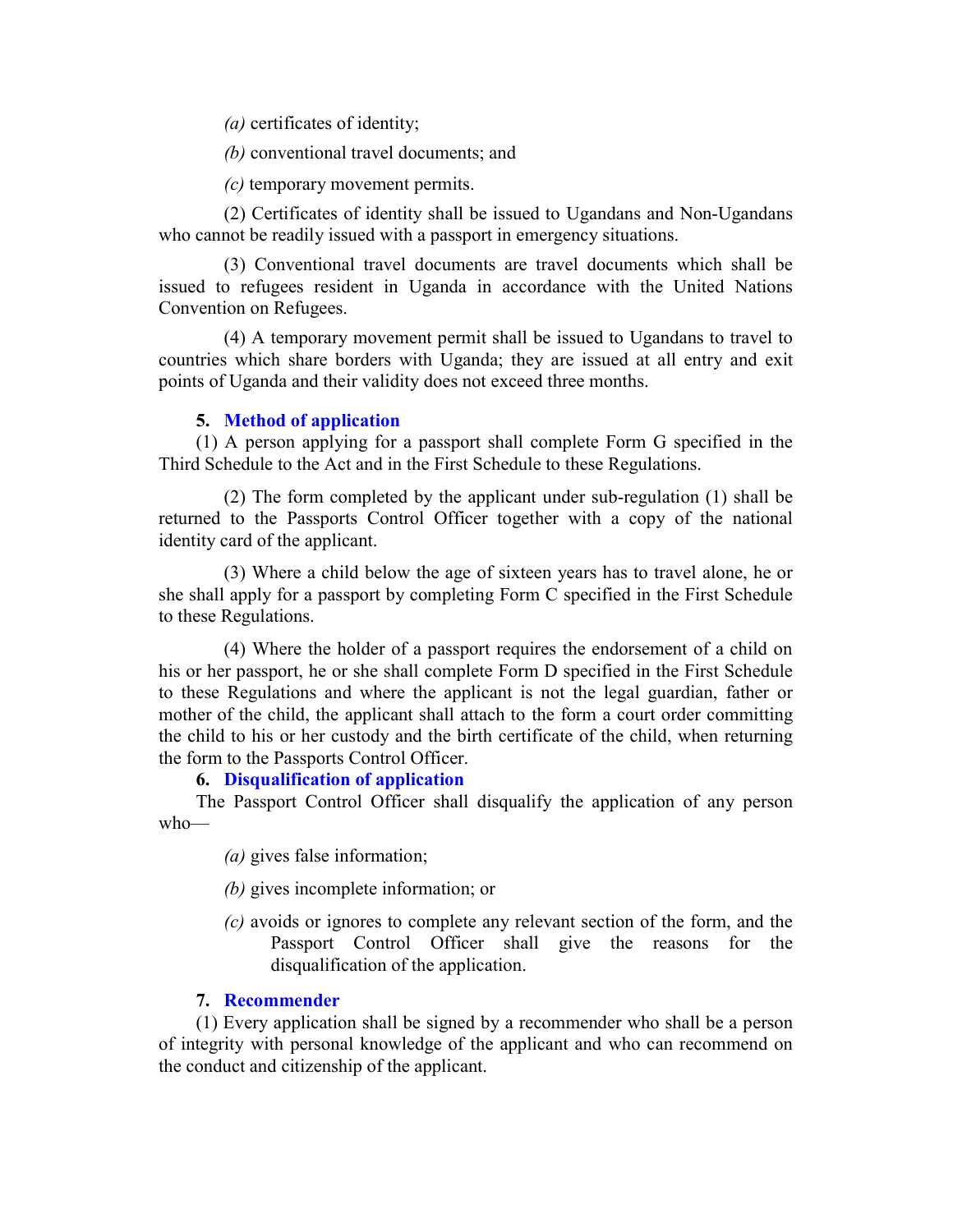*(a)* certificates of identity;

*(b)* conventional travel documents; and

*(c)* temporary movement permits.

(2) Certificates of identity shall be issued to Ugandans and Non-Ugandans who cannot be readily issued with a passport in emergency situations.

(3) Conventional travel documents are travel documents which shall be issued to refugees resident in Uganda in accordance with the United Nations Convention on Refugees.

(4) A temporary movement permit shall be issued to Ugandans to travel to countries which share borders with Uganda; they are issued at all entry and exit points of Uganda and their validity does not exceed three months.

**5. Method of application**

(1) A person applying for a passport shall complete Form G specified in the Third Schedule to the Act and in the First Schedule to these Regulations.

(2) The form completed by the applicant under sub-regulation (1) shall be returned to the Passports Control Officer together with a copy of the national identity card of the applicant.

(3) Where a child below the age of sixteen years has to travel alone, he or she shall apply for a passport by completing Form C specified in the First Schedule to these Regulations.

(4) Where the holder of a passport requires the endorsement of a child on his or her passport, he or she shall complete Form D specified in the First Schedule to these Regulations and where the applicant is not the legal guardian, father or mother of the child, the applicant shall attach to the form a court order committing the child to his or her custody and the birth certificate of the child, when returning the form to the Passports Control Officer.

**6. Disqualification of application**

The Passport Control Officer shall disqualify the application of any person who—

*(a)* gives false information;

*(b)* gives incomplete information; or

*(c)* avoids or ignores to complete any relevant section of the form, and the Passport Control Officer shall give the reasons for the disqualification of the application.

**7. Recommender**

(1) Every application shall be signed by a recommender who shall be a person of integrity with personal knowledge of the applicant and who can recommend on the conduct and citizenship of the applicant.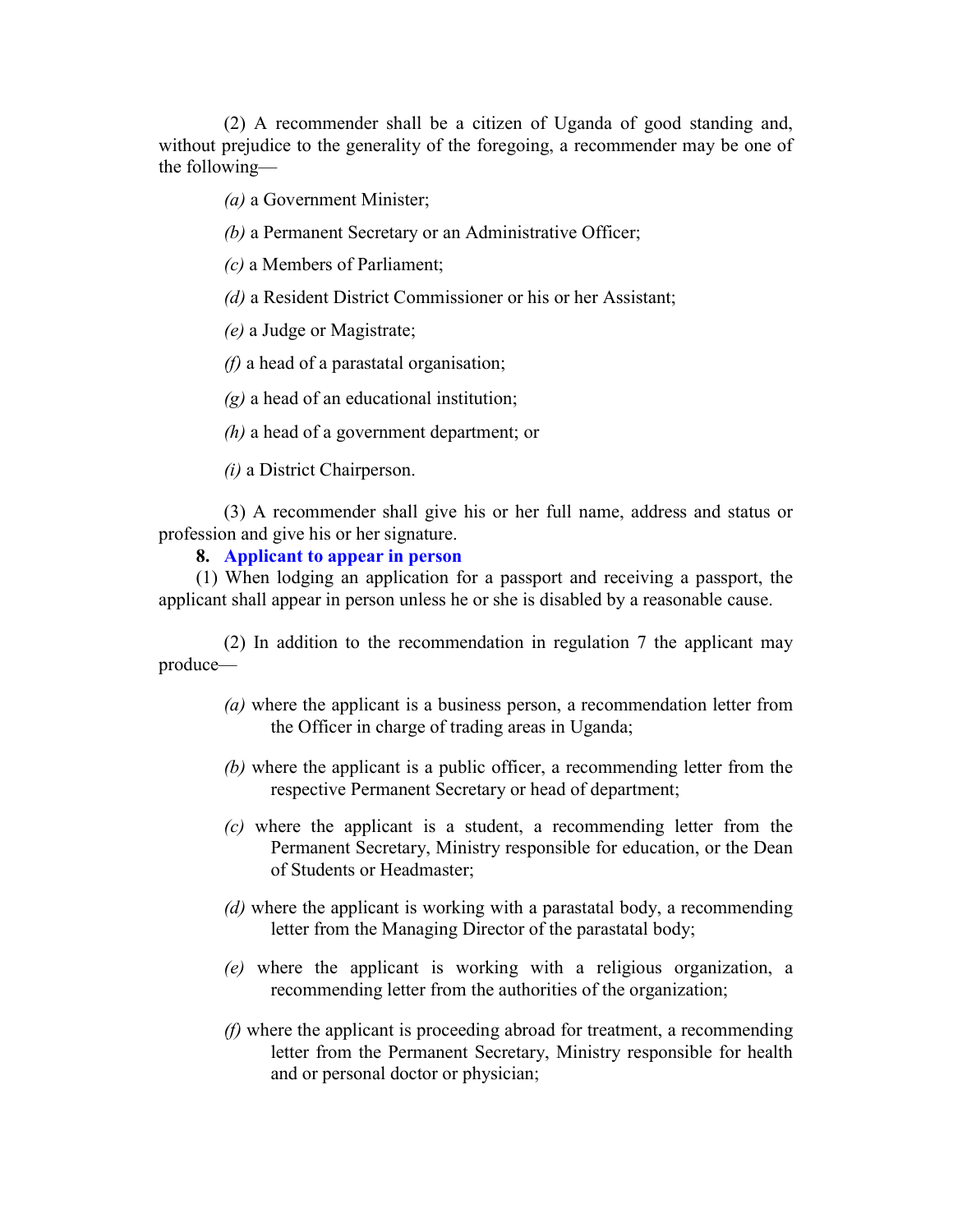(2) A recommender shall be a citizen of Uganda of good standing and, without prejudice to the generality of the foregoing, a recommender may be one of the following—

*(a)* a Government Minister;

*(b)* a Permanent Secretary or an Administrative Officer;

*(c)* a Members of Parliament;

*(d)* a Resident District Commissioner or his or her Assistant;

*(e)* a Judge or Magistrate;

*(f)* a head of a parastatal organisation;

*(g)* a head of an educational institution;

*(h)* a head of a government department; or

*(i)* a District Chairperson.

(3) A recommender shall give his or her full name, address and status or profession and give his or her signature.

**8. Applicant to appear in person**

(1) When lodging an application for a passport and receiving a passport, the applicant shall appear in person unless he or she is disabled by a reasonable cause.

(2) In addition to the recommendation in regulation 7 the applicant may produce—

*(a)* where the applicant is a business person, a recommendation letter from the Officer in charge of trading areas in Uganda;

*(b)* where the applicant is a public officer, a recommending letter from the respective Permanent Secretary or head of department;

*(c)* where the applicant is a student, a recommending letter from the Permanent Secretary, Ministry responsible for education, or the Dean of Students or Headmaster;

*(d)* where the applicant is working with a parastatal body, a recommending letter from the Managing Director of the parastatal body;

*(e)* where the applicant is working with a religious organization, a recommending letter from the authorities of the organization;

*(f)* where the applicant is proceeding abroad for treatment, a recommending letter from the Permanent Secretary, Ministry responsible for health and or personal doctor or physician;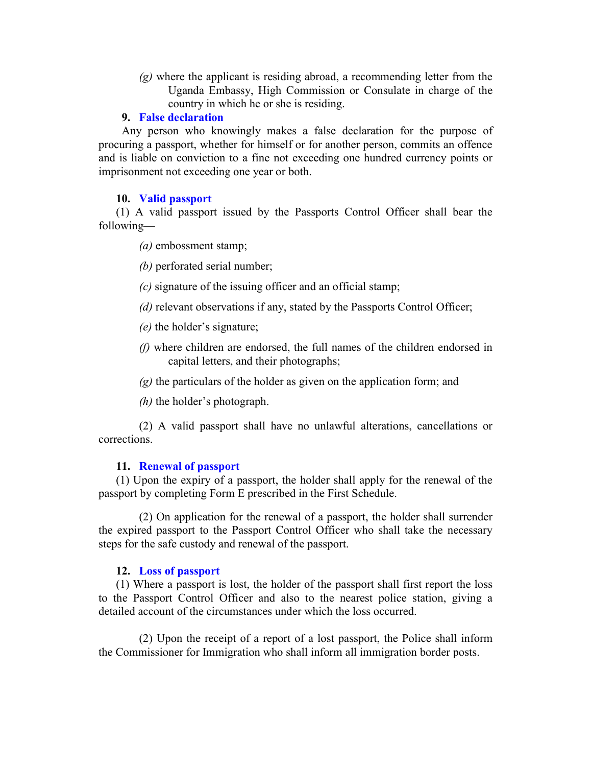*(g)* where the applicant is residing abroad, a recommending letter from the Uganda Embassy, High Commission or Consulate in charge of the country in which he or she is residing.

**9. False declaration**

Any person who knowingly makes a false declaration for the purpose of procuring a passport, whether for himself or for another person, commits an offence and is liable on conviction to a fine not exceeding one hundred currency points or imprisonment not exceeding one year or both.

**10. Valid passport**

(1) A valid passport issued by the Passports Control Officer shall bear the following—

*(a)* embossment stamp;

*(b)* perforated serial number;

*(c)* signature of the issuing officer and an official stamp;

*(d)* relevant observations if any, stated by the Passports Control Officer;

*(e)* the holder's signature;

*(f)* where children are endorsed, the full names of the children endorsed in capital letters, and their photographs;

*(g)* the particulars of the holder as given on the application form; and

*(h)* the holder's photograph.

(2) A valid passport shall have no unlawful alterations, cancellations or corrections.

**11. Renewal of passport**

(1) Upon the expiry of a passport, the holder shall apply for the renewal of the passport by completing Form E prescribed in the First Schedule.

(2) On application for the renewal of a passport, the holder shall surrender the expired passport to the Passport Control Officer who shall take the necessary steps for the safe custody and renewal of the passport.

**12. Loss of passport**

(1) Where a passport is lost, the holder of the passport shall first report the loss to the Passport Control Officer and also to the nearest police station, giving a detailed account of the circumstances under which the loss occurred.

(2) Upon the receipt of a report of a lost passport, the Police shall inform the Commissioner for Immigration who shall inform all immigration border posts.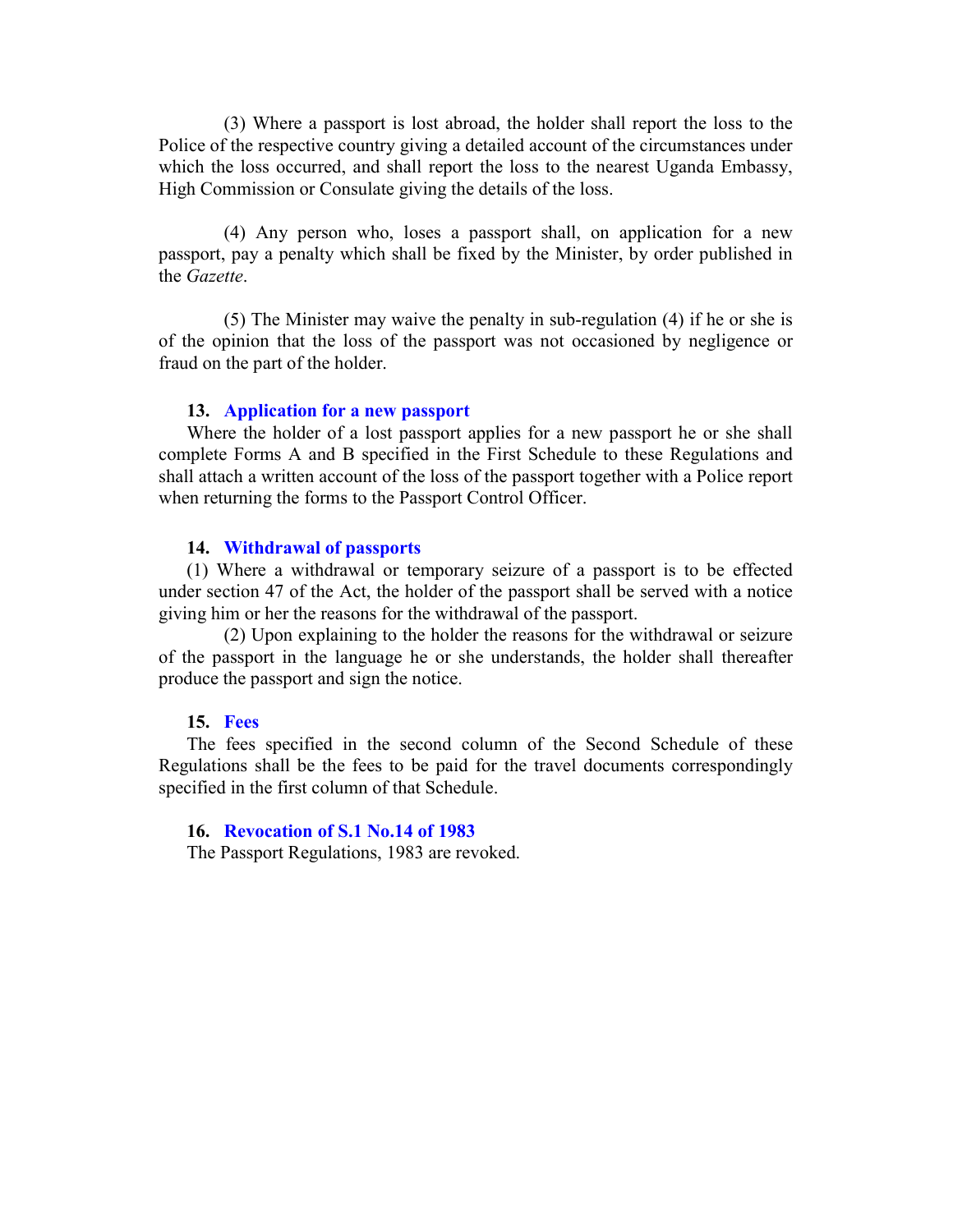(3) Where a passport is lost abroad, the holder shall report the loss to the Police of the respective country giving a detailed account of the circumstances under which the loss occurred, and shall report the loss to the nearest Uganda Embassy, High Commission or Consulate giving the details of the loss.

(4) Any person who, loses a passport shall, on application for a new passport, pay a penalty which shall be fixed by the Minister, by order published in the *Gazette*.

(5) The Minister may waive the penalty in sub-regulation (4) if he or she is of the opinion that the loss of the passport was not occasioned by negligence or fraud on the part of the holder.

### 13. Application for a new passport

Where the holder of a lost passport applies for a new passport he or she shall complete Forms A and B specified in the First Schedule to these Regulations and shall attach a written account of the loss of the passport together with a Police report when returning the forms to the Passport Control Officer.

### 14. Withdrawal of passports

(1) Where a withdrawal or temporary seizure of a passport is to be effected under section 47 of the Act, the holder of the passport shall be served with a notice giving him or her the reasons for the withdrawal of the passport.

(2) Upon explaining to the holder the reasons for the withdrawal or seizure of the passport in the language he or she understands, the holder shall thereafter produce the passport and sign the notice.

### 15. Fees

The fees specified in the second column of the Second Schedule of these Regulations shall be the fees to be paid for the travel documents correspondingly specified in the first column of that Schedule.

### 16. Revocation of S.1 No.14 of 1983

The Passport Regulations, 1983 are revoked.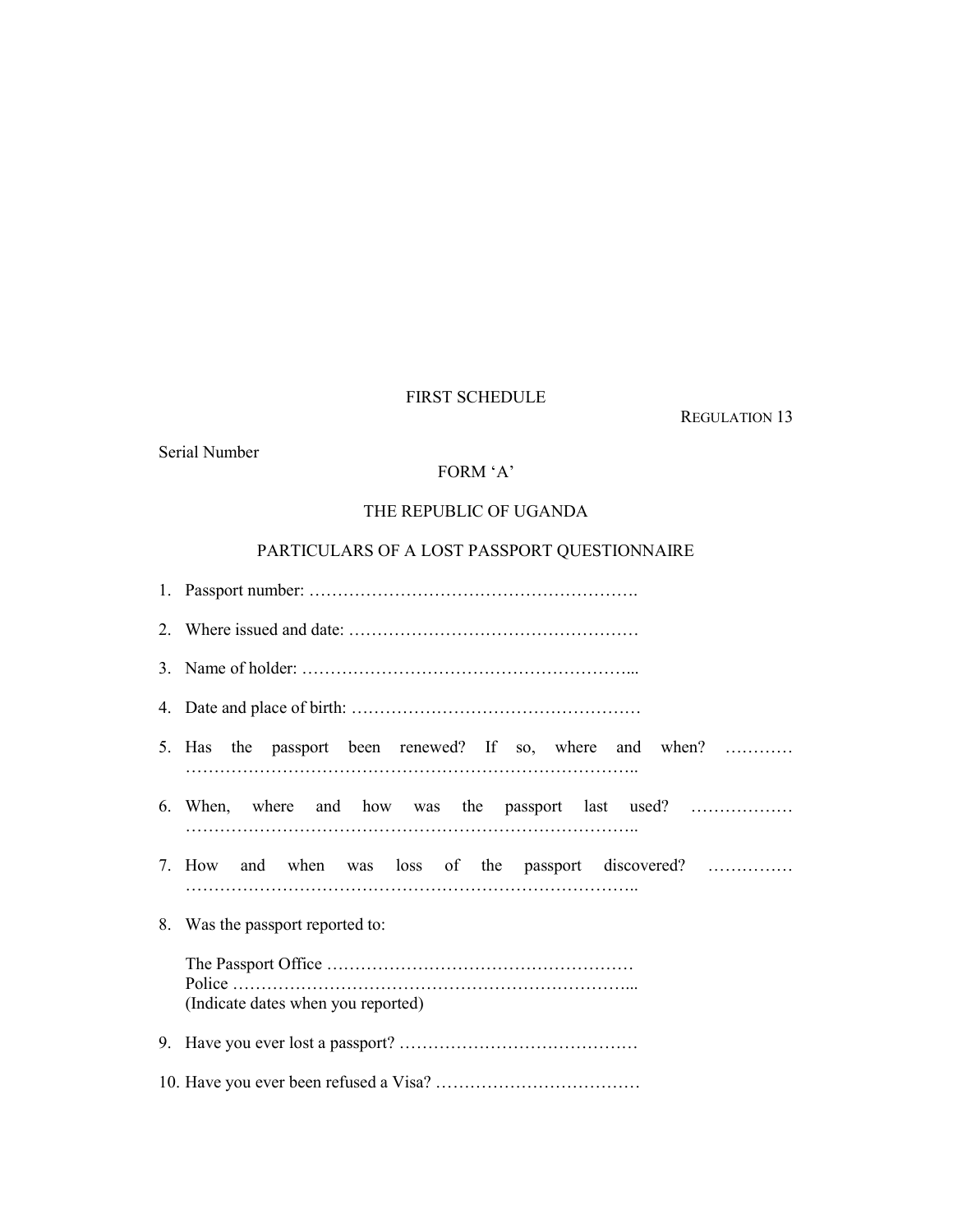FIRST SCHEDULE

REGULATION 13

Serial Number

FORM 'A'

THE REPUBLIC OF UGANDA

PARTICULARS OF A LOST PASSPORT QUESTIONNAIRE

1. Passport number: ………………………………………………….
2. Where issued and date: ……………………………………………
3. Name of holder: …………………………………………………...
4. Date and place of birth: ……………………………………………
5. Has the passport been renewed? If so, where and when? ………… ……………………………………………………………………..
6. When, where and how was the passport last used? ……………… ……………………………………………………………………..
7. How and when was loss of the passport discovered? …………… ……………………………………………………………………..
8. Was the passport reported to:

   The Passport Office ………………………………………………
   Police ……………………………………………………………...
   (Indicate dates when you reported)

9. Have you ever lost a passport? ……………………………………
10. Have you ever been refused a Visa? ………………………………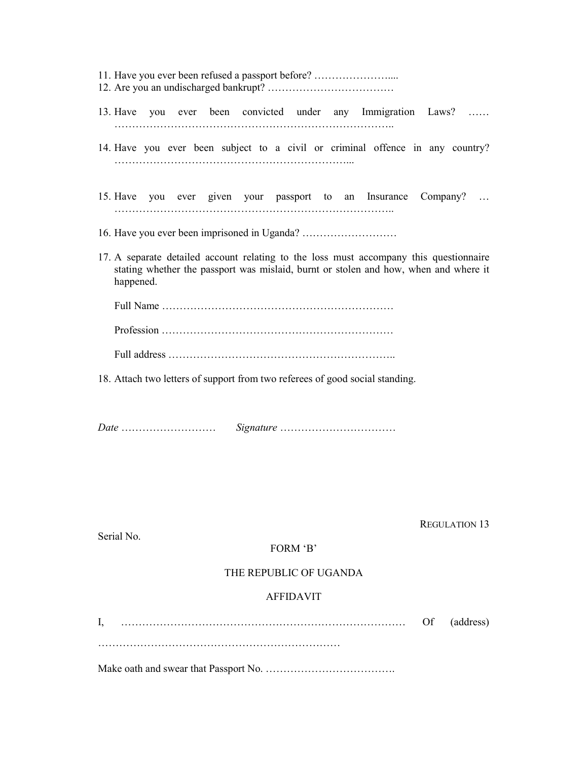11. Have you ever been refused a passport before? …………………....
12. Are you an undischarged bankrupt? ………………………………
13. Have you ever been convicted under any Immigration Laws? …… ……………………………………………………………………..
14. Have you ever been subject to a civil or criminal offence in any country? …………………………………………………………...
15. Have you ever given your passport to an Insurance Company? … ……………………………………………………………………..
16. Have you ever been imprisoned in Uganda? ………………………
17. A separate detailed account relating to the loss must accompany this questionnaire stating whether the passport was mislaid, burnt or stolen and how, when and where it happened.

    Full Name …………………………………………………………

    Profession …………………………………………………………

    Full address ………………………………………………………..

18. Attach two letters of support from two referees of good social standing.

*Date* ………………………  *Signature* ……………………………

REGULATION 13

Serial No.

FORM 'B'

THE REPUBLIC OF UGANDA

AFFIDAVIT

I, ……………………………………………………………………… Of (address) ……………………………………………………………

Make oath and swear that Passport No. ……………………………….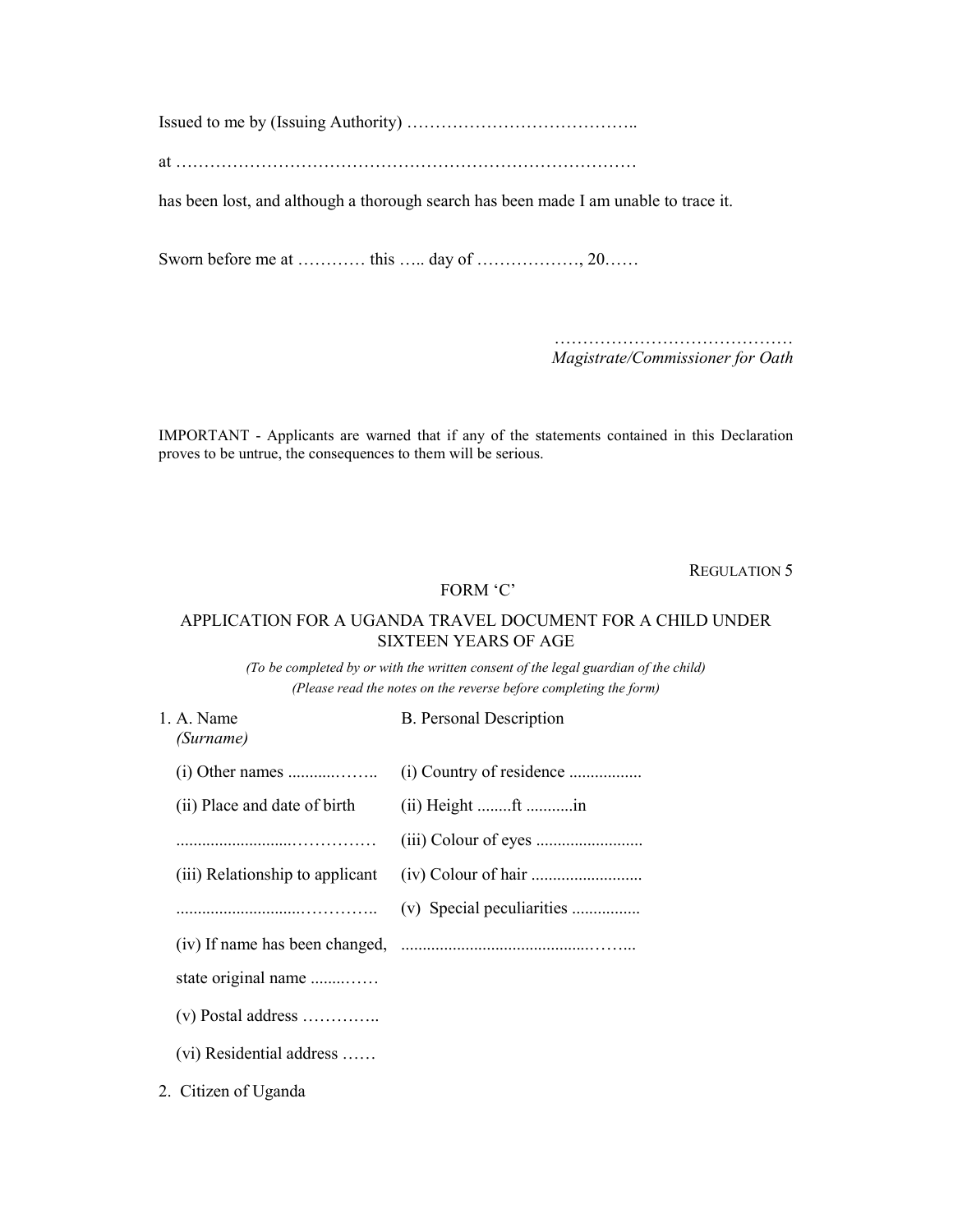Issued to me by (Issuing Authority) …………………………………..

at ………………………………………………………………………

has been lost, and although a thorough search has been made I am unable to trace it.

Sworn before me at ………… this ….. day of ………………, 20……

……………………………………
*Magistrate/Commissioner for Oath*

IMPORTANT - Applicants are warned that if any of the statements contained in this Declaration proves to be untrue, the consequences to them will be serious.

REGULATION 5

FORM 'C'

APPLICATION FOR A UGANDA TRAVEL DOCUMENT FOR A CHILD UNDER SIXTEEN YEARS OF AGE

*(To be completed by or with the written consent of the legal guardian of the child)*
*(Please read the notes on the reverse before completing the form)*

| 1. A. Name *(Surname)* | B. Personal Description |
|---|---|
| (i) Other names ..........…….. | (i) Country of residence ................. |
| (ii) Place and date of birth | (ii) Height ........ft ...........in |
| .........................…………… | (iii) Colour of eyes ......................... |
| (iii) Relationship to applicant | (iv) Colour of hair .......................... |
| ..........................………….. | (v) Special peculiarities ................ |
| (iv) If name has been changed, | .........................................…….. |
| state original name ........…… | |
| (v) Postal address ………….. | |
| (vi) Residential address …… | |

2. Citizen of Uganda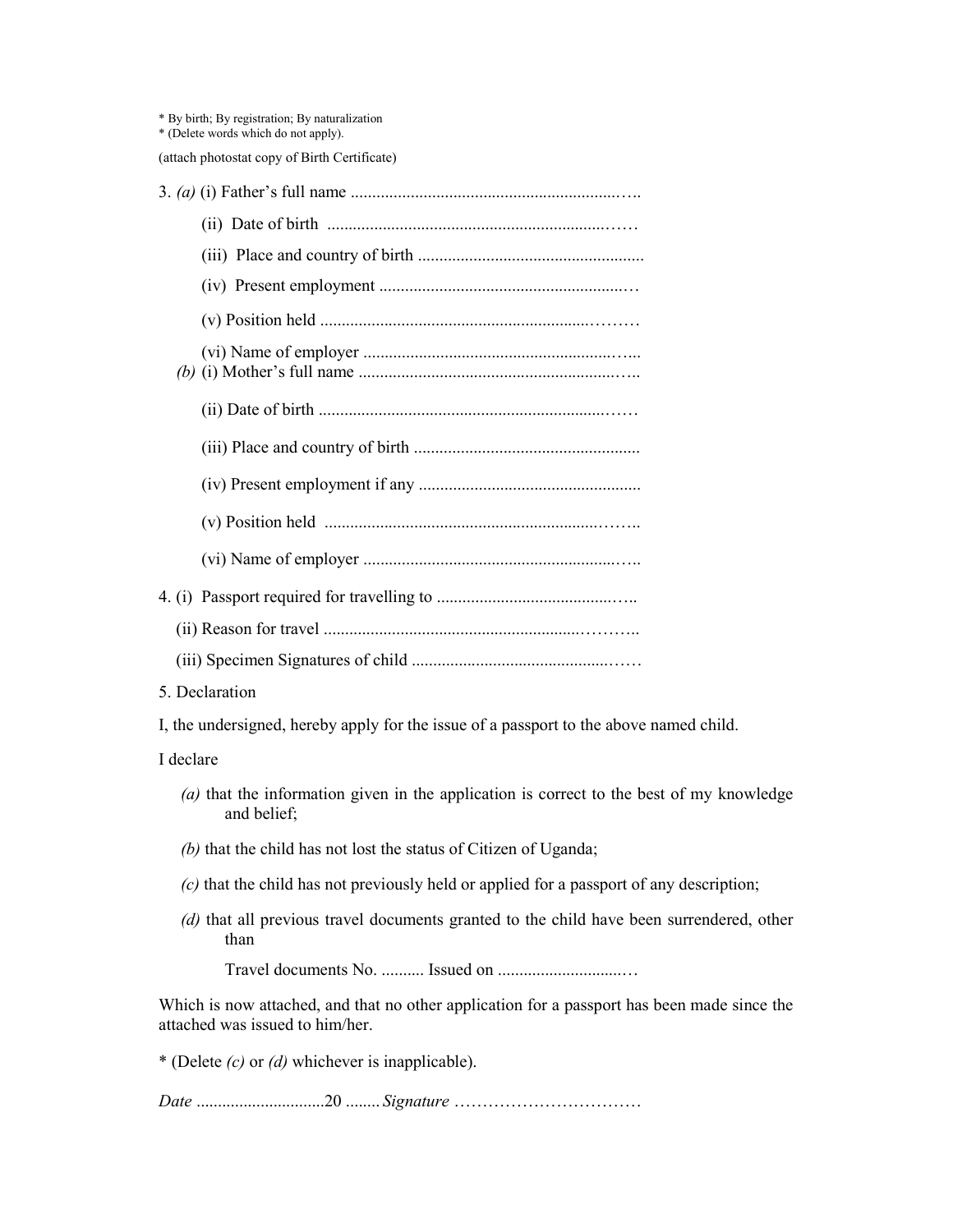* By birth; By registration; By naturalization
* (Delete words which do not apply).

(attach photostat copy of Birth Certificate)

3. *(a)* (i) Father's full name .......................................................................

(ii) Date of birth .......................................................................

(iii) Place and country of birth ....................................................

(iv) Present employment ..........................................................

(v) Position held ..........................................................................

(vi) Name of employer ..............................................................

*(b)* (i) Mother's full name ..............................................................

(ii) Date of birth .......................................................................

(iii) Place and country of birth ....................................................

(iv) Present employment if any ...................................................

(v) Position held ..........................................................................

(vi) Name of employer ..............................................................

4. (i) Passport required for travelling to ..........................................

(ii) Reason for travel ..........................................................................

(iii) Specimen Signatures of child ..................................................

5. Declaration

I, the undersigned, hereby apply for the issue of a passport to the above named child.

I declare

*(a)* that the information given in the application is correct to the best of my knowledge and belief;

*(b)* that the child has not lost the status of Citizen of Uganda;

*(c)* that the child has not previously held or applied for a passport of any description;

*(d)* that all previous travel documents granted to the child have been surrendered, other than

Travel documents No. .......... Issued on ..............................

Which is now attached, and that no other application for a passport has been made since the attached was issued to him/her.

* (Delete *(c)* or *(d)* whichever is inapplicable).

*Date* .............................20 ........ *Signature* ..............................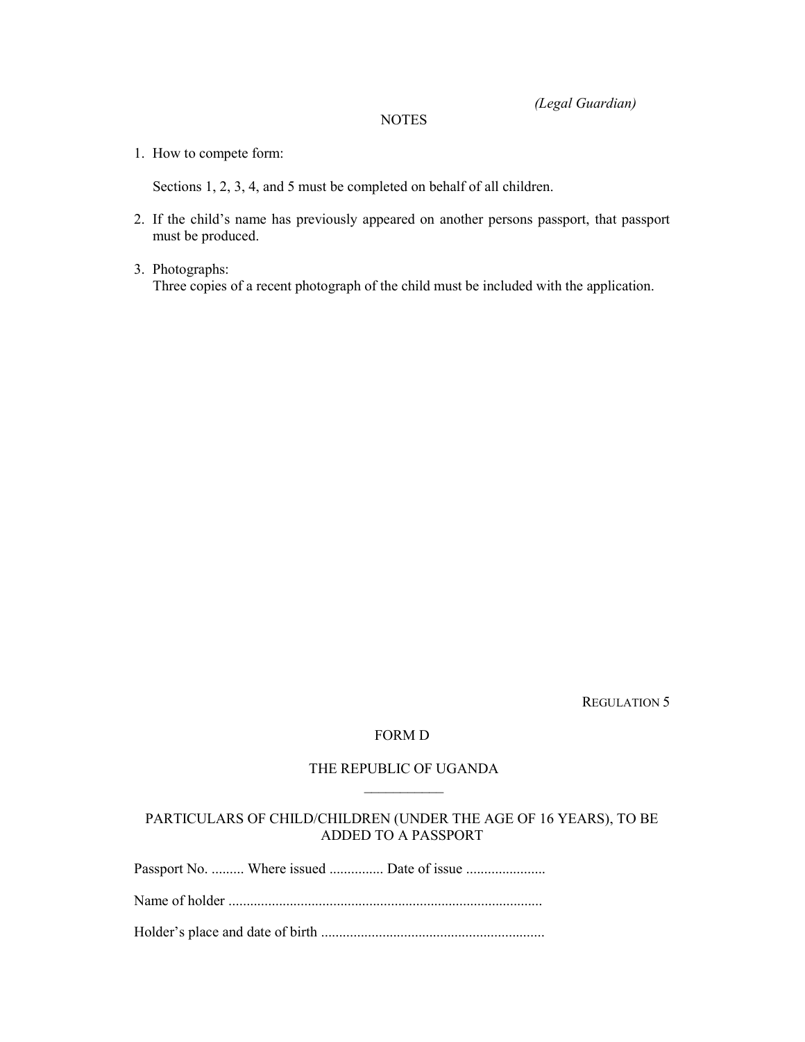*(Legal Guardian)*

NOTES

1. How to compete form:

   Sections 1, 2, 3, 4, and 5 must be completed on behalf of all children.

2. If the child's name has previously appeared on another persons passport, that passport must be produced.

3. Photographs:
   Three copies of a recent photograph of the child must be included with the application.

REGULATION 5

FORM D

THE REPUBLIC OF UGANDA

PARTICULARS OF CHILD/CHILDREN (UNDER THE AGE OF 16 YEARS), TO BE ADDED TO A PASSPORT

Passport No. ......... Where issued ............... Date of issue ......................

Name of holder .......................................................................................

Holder's place and date of birth ..............................................................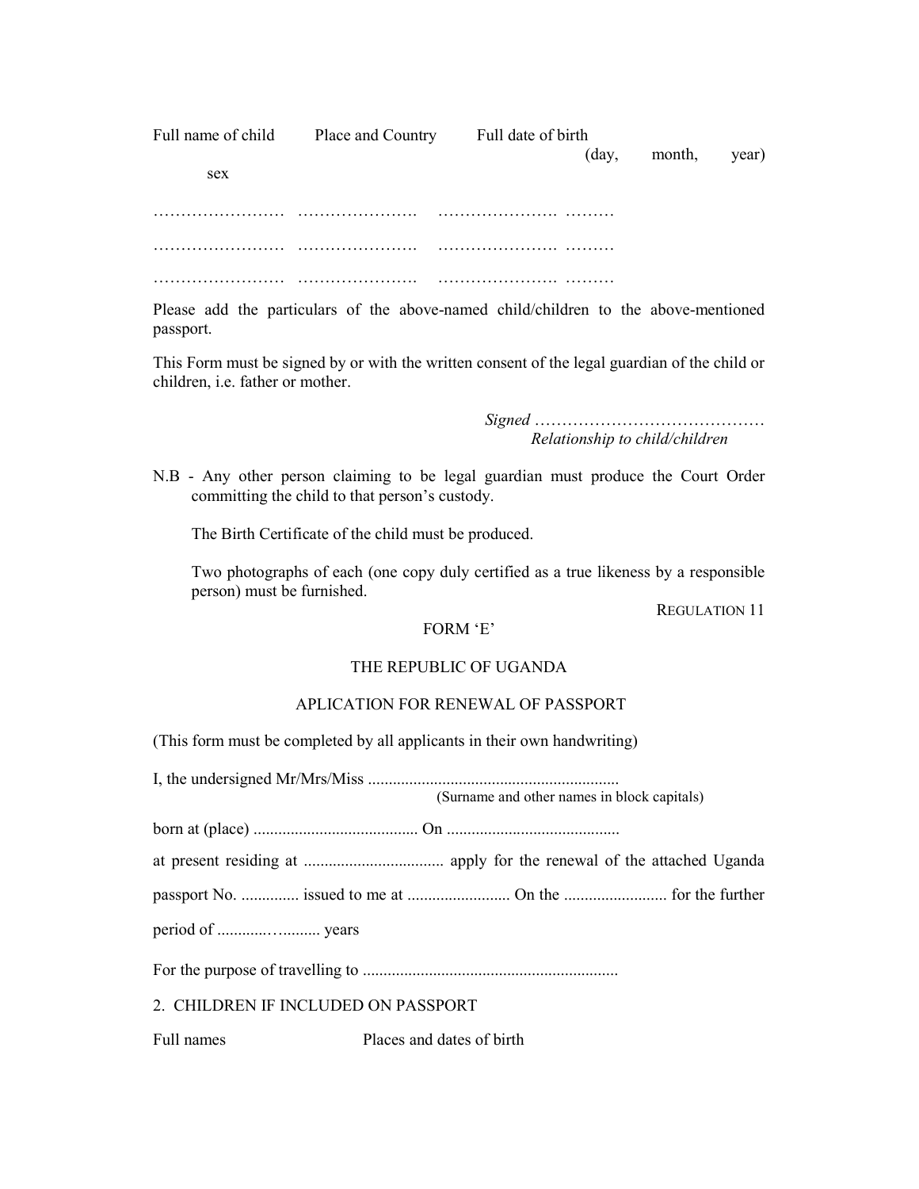Full name of child Place and Country Full date of birth (day, month, year) sex

…………………… …………………. …………………. ………

…………………… …………………. …………………. ………

…………………… …………………. …………………. ………

Please add the particulars of the above-named child/children to the above-mentioned passport.

This Form must be signed by or with the written consent of the legal guardian of the child or children, i.e. father or mother.

*Signed* ……………………………………
*Relationship to child/children*

N.B - Any other person claiming to be legal guardian must produce the Court Order committing the child to that person's custody.

The Birth Certificate of the child must be produced.

Two photographs of each (one copy duly certified as a true likeness by a responsible person) must be furnished.

REGULATION 11

FORM 'E'

THE REPUBLIC OF UGANDA

APLICATION FOR RENEWAL OF PASSPORT

(This form must be completed by all applicants in their own handwriting)

I, the undersigned Mr/Mrs/Miss ............................................................
(Surname and other names in block capitals)

born at (place) ........................................ On ..........................................

at present residing at .................................. apply for the renewal of the attached Uganda

passport No. .............. issued to me at ......................... On the ......................... for the further

period of ............…........ years

For the purpose of travelling to ..............................................................

2. CHILDREN IF INCLUDED ON PASSPORT

Full names Places and dates of birth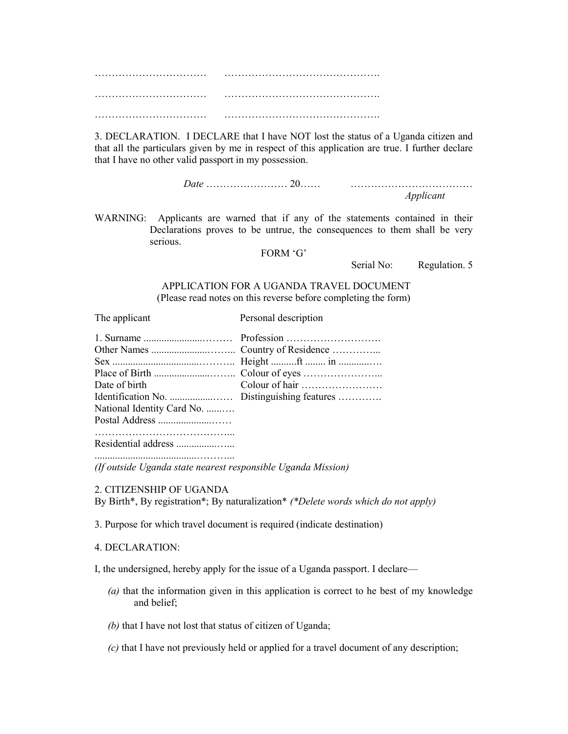……………………………  ……………………………………….

……………………………  ……………………………………….

……………………………  ……………………………………….

3. DECLARATION. I DECLARE that I have NOT lost the status of a Uganda citizen and that all the particulars given by me in respect of this application are true. I further declare that I have no other valid passport in my possession.

*Date* …………………… 20……  ………………………………
*Applicant*

WARNING: Applicants are warned that if any of the statements contained in their Declarations proves to be untrue, the consequences to them shall be very serious.

FORM 'G'

Serial No: Regulation. 5

APPLICATION FOR A UGANDA TRAVEL DOCUMENT
(Please read notes on this reverse before completing the form)

| The applicant | Personal description |
|---|---|
| 1. Surname ......................……… | Profession ………………………. |
| Other Names .....................……... | Country of Residence …………... |
| Sex ................................………. | Height ..........ft ........ in ............… |
| Place of Birth .....................…….. | Colour of eyes …………………... |
| Date of birth | Colour of hair …………………… |
| Identification No. .................…… | Distinguishing features …………. |
| National Identity Card No. ......…. | |
| Postal Address ......................…… | |
| …………………………………... | |
| Residential address ................…... | |
| ......................................………... | |

*(If outside Uganda state nearest responsible Uganda Mission)*

2. CITIZENSHIP OF UGANDA
By Birth*, By registration*; By naturalization* *(*Delete words which do not apply)*

3. Purpose for which travel document is required (indicate destination)

4. DECLARATION:

I, the undersigned, hereby apply for the issue of a Uganda passport. I declare—

*(a)* that the information given in this application is correct to he best of my knowledge and belief;

*(b)* that I have not lost that status of citizen of Uganda;

*(c)* that I have not previously held or applied for a travel document of any description;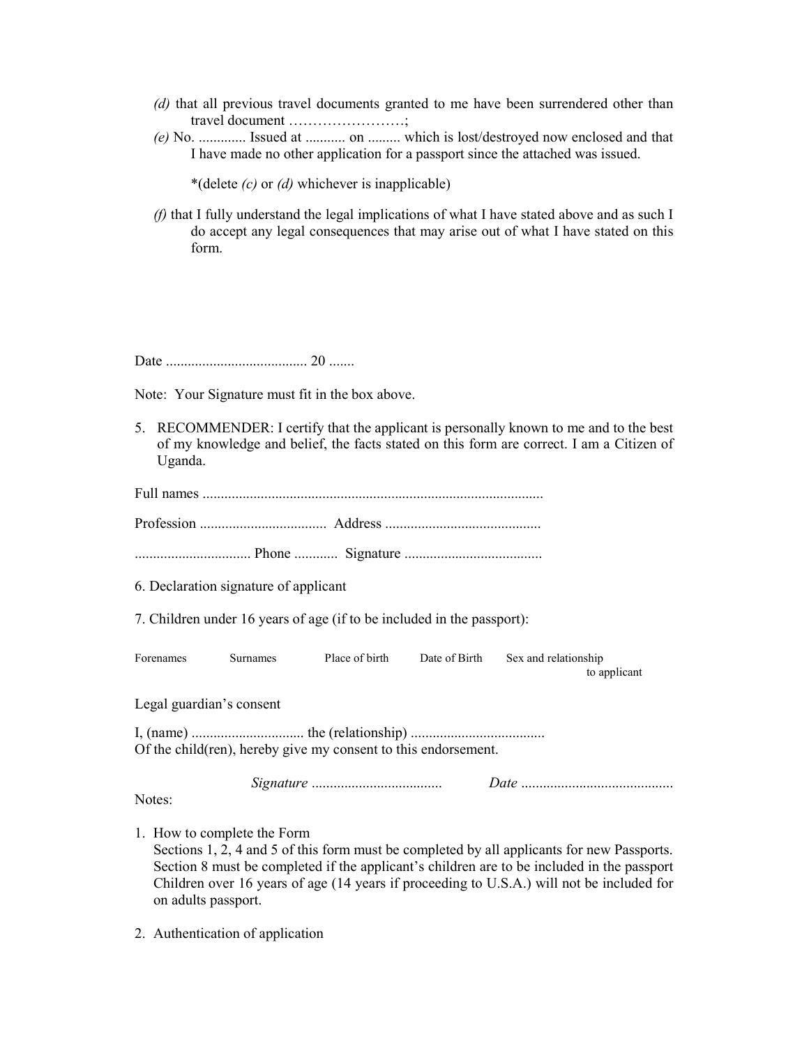*(d)* that all previous travel documents granted to me have been surrendered other than travel document ……………………;

*(e)* No. ............. Issued at ........... on ......... which is lost/destroyed now enclosed and that I have made no other application for a passport since the attached was issued.

*(delete *(c)* or *(d)* whichever is inapplicable)

*(f)* that I fully understand the legal implications of what I have stated above and as such I do accept any legal consequences that may arise out of what I have stated on this form.

Date ....................................... 20 .......

Note: Your Signature must fit in the box above.

5. RECOMMENDER: I certify that the applicant is personally known to me and to the best of my knowledge and belief, the facts stated on this form are correct. I am a Citizen of Uganda.

Full names .............................................................................................

Profession ................................... Address ...........................................

................................ Phone ............ Signature ......................................

6. Declaration signature of applicant

7. Children under 16 years of age (if to be included in the passport):

| Forenames | Surnames | Place of birth | Date of Birth | Sex and relationship to applicant |
|---|---|---|---|---|

Legal guardian's consent

I, (name) ............................... the (relationship) .....................................
Of the child(ren), hereby give my consent to this endorsement.

*Signature* .................................... *Date* ..........................................

Notes:

1. How to complete the Form
   Sections 1, 2, 4 and 5 of this form must be completed by all applicants for new Passports. Section 8 must be completed if the applicant's children are to be included in the passport Children over 16 years of age (14 years if proceeding to U.S.A.) will not be included for on adults passport.

2. Authentication of application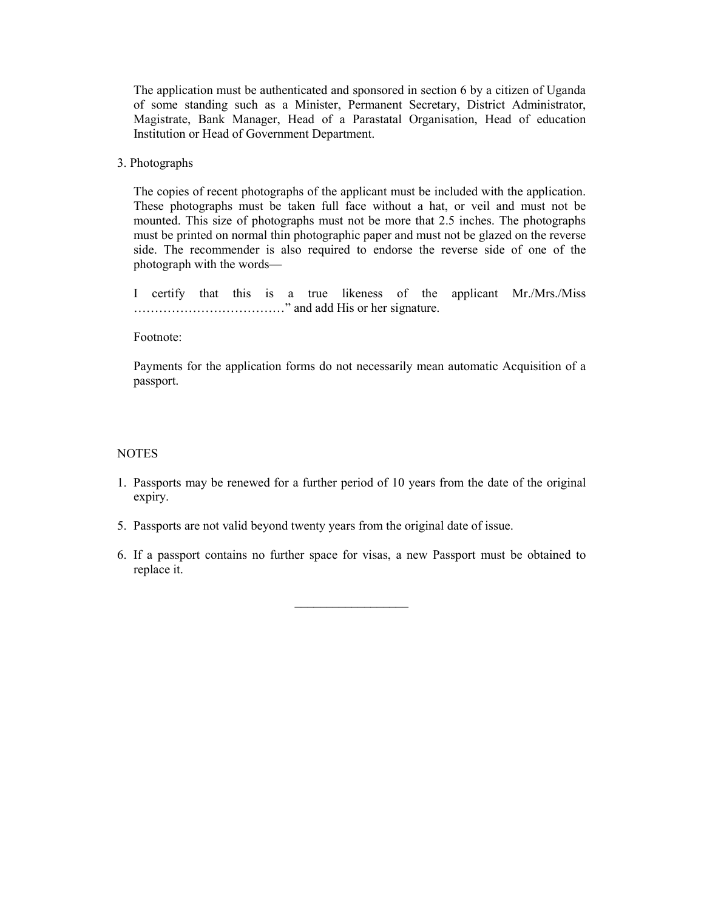The application must be authenticated and sponsored in section 6 by a citizen of Uganda of some standing such as a Minister, Permanent Secretary, District Administrator, Magistrate, Bank Manager, Head of a Parastatal Organisation, Head of education Institution or Head of Government Department.

3. Photographs

The copies of recent photographs of the applicant must be included with the application. These photographs must be taken full face without a hat, or veil and must not be mounted. This size of photographs must not be more that 2.5 inches. The photographs must be printed on normal thin photographic paper and must not be glazed on the reverse side. The recommender is also required to endorse the reverse side of one of the photograph with the words—

I certify that this is a true likeness of the applicant Mr./Mrs./Miss ………………………………” and add His or her signature.

Footnote:

Payments for the application forms do not necessarily mean automatic Acquisition of a passport.

NOTES

1. Passports may be renewed for a further period of 10 years from the date of the original expiry.

5. Passports are not valid beyond twenty years from the original date of issue.

6. If a passport contains no further space for visas, a new Passport must be obtained to replace it.

---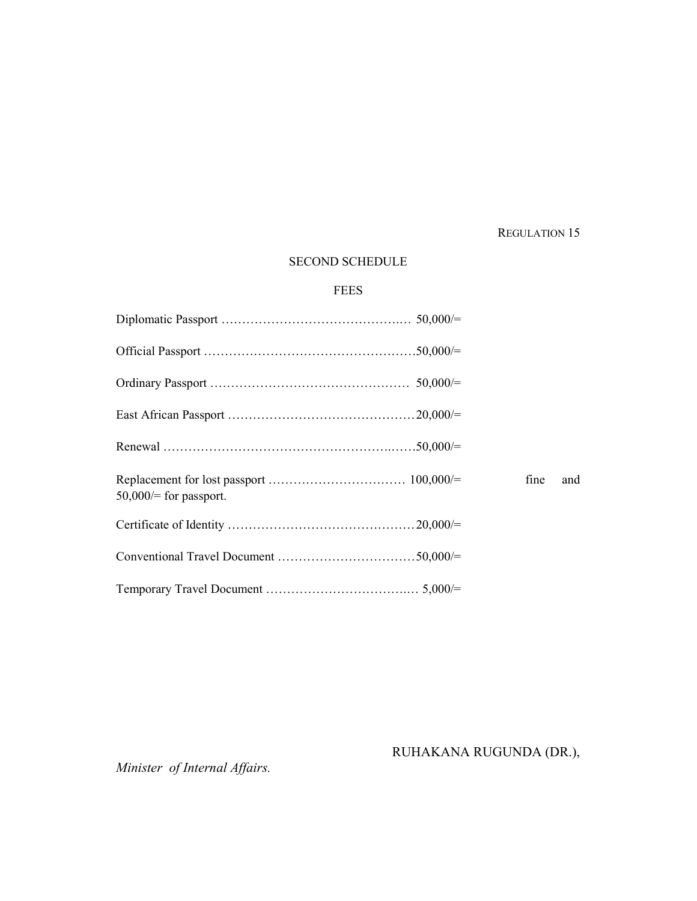REGULATION 15

## SECOND SCHEDULE

### FEES

Diplomatic Passport ……………………………………..… 50,000/=

Official Passport ……………………………………………50,000/=

Ordinary Passport ………………………………………… 50,000/=

East African Passport ………………………………………20,000/=

Renewal ……………………………………………..……50,000/=

Replacement for lost passport …………………………… 100,000/= fine and 50,000/= for passport.

Certificate of Identity ………………………………………20,000/=

Conventional Travel Document ……………………………50,000/=

Temporary Travel Document ……………………………..… 5,000/=

RUHAKANA RUGUNDA (DR.),

*Minister of Internal Affairs.*